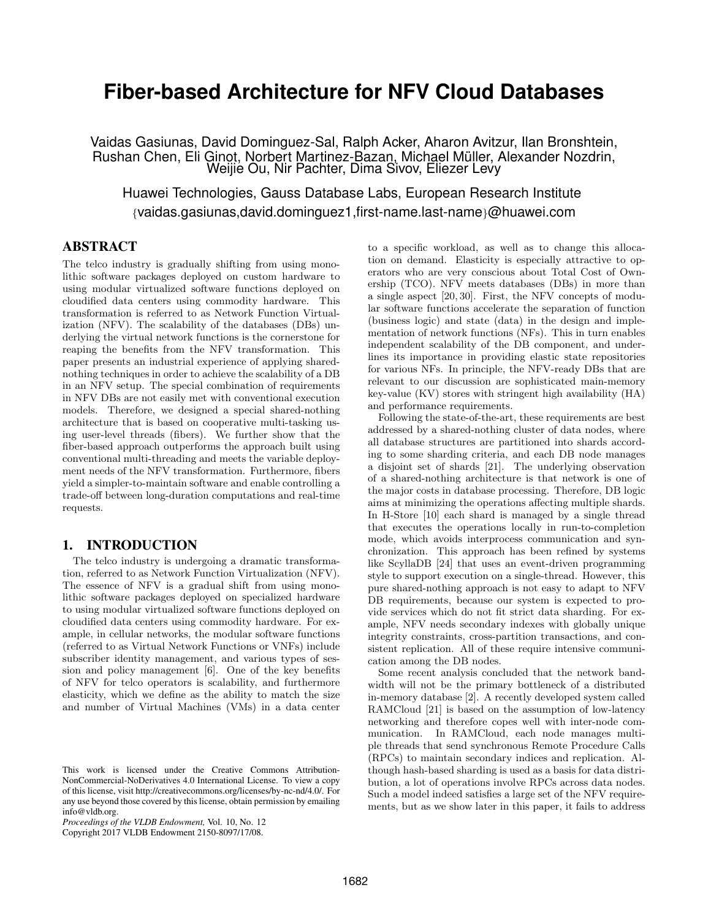# Fiber-based Architecture for NFV Cloud Databases

Vaidas Gasiunas, David Dominguez-Sal, Ralph Acker, Aharon Avitzur, Ilan Bronshtein, Rushan Chen, Eli Ginot, Norbert Martinez-Bazan, Michael Müller, Alexander Nozdrin, Weijie Ou, Nir Pachter, Dima Sivov, Eliezer Levy

Huawei Technologies, Gauss Database Labs, European Research Institute

{vaidas.gasiunas,david.dominguez1,first-name.last-name}@huawei.com

## ABSTRACT

The telco industry is gradually shifting from using monolithic software packages deployed on custom hardware to using modular virtualized software functions deployed on cloudified data centers using commodity hardware. This transformation is referred to as Network Function Virtualization (NFV). The scalability of the databases (DBs) underlying the virtual network functions is the cornerstone for reaping the benefits from the NFV transformation. This paper presents an industrial experience of applying shared-nothing techniques in order to achieve the scalability of a DB in an NFV setup. The special combination of requirements in NFV DBs are not easily met with conventional execution models. Therefore, we designed a special shared-nothing architecture that is based on cooperative multi-tasking using user-level threads (fibers). We further show that the fiber-based approach outperforms the approach built using conventional multi-threading and meets the variable deployment needs of the NFV transformation. Furthermore, fibers yield a simpler-to-maintain software and enable controlling a trade-off between long-duration computations and real-time requests.

## 1. INTRODUCTION

The telco industry is undergoing a dramatic transformation, referred to as Network Function Virtualization (NFV). The essence of NFV is a gradual shift from using monolithic software packages deployed on specialized hardware to using modular virtualized software functions deployed on cloudified data centers using commodity hardware. For example, in cellular networks, the modular software functions (referred to as Virtual Network Functions or VNFs) include subscriber identity management, and various types of session and policy management [6]. One of the key benefits of NFV for telco operators is scalability, and furthermore elasticity, which we define as the ability to match the size and number of Virtual Machines (VMs) in a data center to a specific workload, as well as to change this allocation on demand. Elasticity is especially attractive to operators who are very conscious about Total Cost of Ownership (TCO). NFV meets databases (DBs) in more than a single aspect [20, 30]. First, the NFV concepts of modular software functions accelerate the separation of function (business logic) and state (data) in the design and implementation of network functions (NFs). This in turn enables independent scalability of the DB component, and underlines its importance in providing elastic state repositories for various NFs. In principle, the NFV-ready DBs that are relevant to our discussion are sophisticated main-memory key-value (KV) stores with stringent high availability (HA) and performance requirements.

Following the state-of-the-art, these requirements are best addressed by a shared-nothing cluster of data nodes, where all database structures are partitioned into shards according to some sharding criteria, and each DB node manages a disjoint set of shards [21]. The underlying observation of a shared-nothing architecture is that network is one of the major costs in database processing. Therefore, DB logic aims at minimizing the operations affecting multiple shards. In H-Store [10] each shard is managed by a single thread that executes the operations locally in run-to-completion mode, which avoids interprocess communication and synchronization. This approach has been refined by systems like ScyllaDB [24] that uses an event-driven programming style to support execution on a single-thread. However, this pure shared-nothing approach is not easy to adapt to NFV DB requirements, because our system is expected to provide services which do not fit strict data sharding. For example, NFV needs secondary indexes with globally unique integrity constraints, cross-partition transactions, and consistent replication. All of these require intensive communication among the DB nodes.

Some recent analysis concluded that the network bandwidth will not be the primary bottleneck of a distributed in-memory database [2]. A recently developed system called RAMCloud [21] is based on the assumption of low-latency networking and therefore copes well with inter-node communication. In RAMCloud, each node manages multiple threads that send synchronous Remote Procedure Calls (RPCs) to maintain secondary indices and replication. Although hash-based sharding is used as a basis for data distribution, a lot of operations involve RPCs across data nodes. Such a model indeed satisfies a large set of the NFV requirements, but as we show later in this paper, it fails to address

This work is licensed under the Creative Commons Attribution-NonCommercial-NoDerivatives 4.0 International License. To view a copy of this license, visit http://creativecommons.org/licenses/by-nc-nd/4.0/. For any use beyond those covered by this license, obtain permission by emailing info@vldb.org.

*Proceedings of the VLDB Endowment,* Vol. 10, No. 12
Copyright 2017 VLDB Endowment 2150-8097/17/08.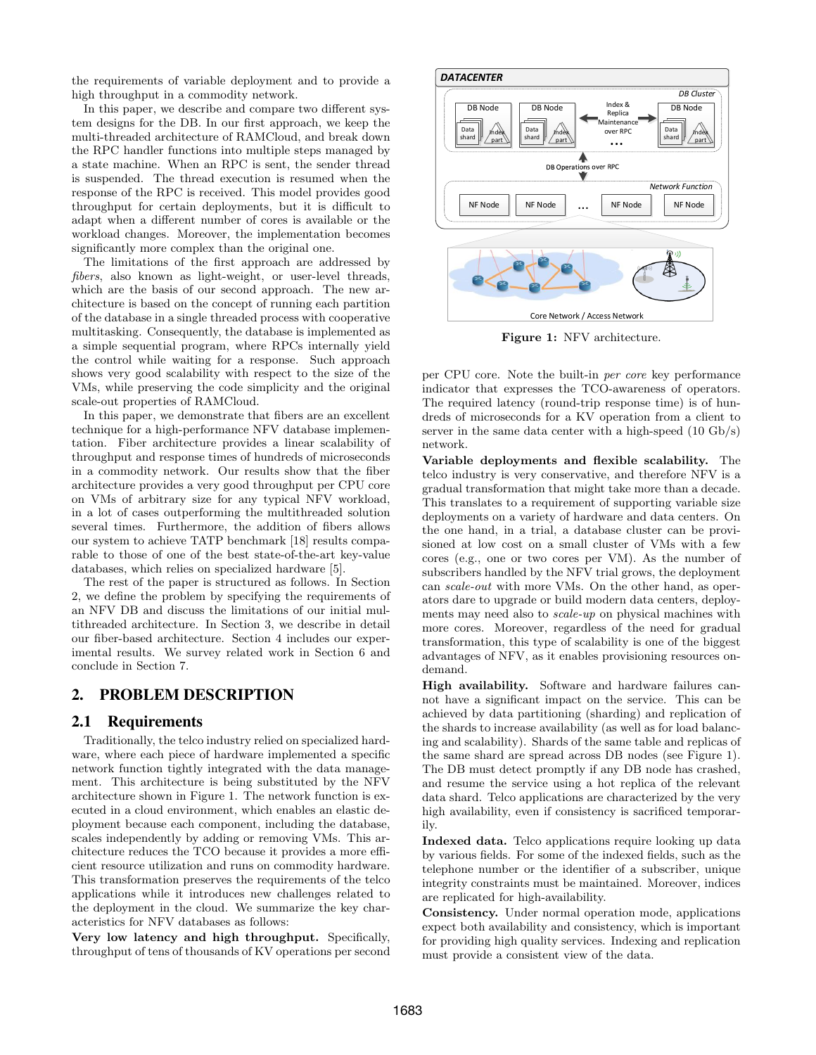the requirements of variable deployment and to provide a high throughput in a commodity network.

In this paper, we describe and compare two different system designs for the DB. In our first approach, we keep the multi-threaded architecture of RAMCloud, and break down the RPC handler functions into multiple steps managed by a state machine. When an RPC is sent, the sender thread is suspended. The thread execution is resumed when the response of the RPC is received. This model provides good throughput for certain deployments, but it is difficult to adapt when a different number of cores is available or the workload changes. Moreover, the implementation becomes significantly more complex than the original one.

The limitations of the first approach are addressed by *fibers*, also known as light-weight, or user-level threads, which are the basis of our second approach. The new architecture is based on the concept of running each partition of the database in a single threaded process with cooperative multitasking. Consequently, the database is implemented as a simple sequential program, where RPCs internally yield the control while waiting for a response. Such approach shows very good scalability with respect to the size of the VMs, while preserving the code simplicity and the original scale-out properties of RAMCloud.

In this paper, we demonstrate that fibers are an excellent technique for a high-performance NFV database implementation. Fiber architecture provides a linear scalability of throughput and response times of hundreds of microseconds in a commodity network. Our results show that the fiber architecture provides a very good throughput per CPU core on VMs of arbitrary size for any typical NFV workload, in a lot of cases outperforming the multithreaded solution several times. Furthermore, the addition of fibers allows our system to achieve TATP benchmark [18] results comparable to those of one of the best state-of-the-art key-value databases, which relies on specialized hardware [5].

The rest of the paper is structured as follows. In Section 2, we define the problem by specifying the requirements of an NFV DB and discuss the limitations of our initial multithreaded architecture. In Section 3, we describe in detail our fiber-based architecture. Section 4 includes our experimental results. We survey related work in Section 6 and conclude in Section 7.

## 2. PROBLEM DESCRIPTION

### 2.1 Requirements

Traditionally, the telco industry relied on specialized hardware, where each piece of hardware implemented a specific network function tightly integrated with the data management. This architecture is being substituted by the NFV architecture shown in Figure 1. The network function is executed in a cloud environment, which enables an elastic deployment because each component, including the database, scales independently by adding or removing VMs. This architecture reduces the TCO because it provides a more efficient resource utilization and runs on commodity hardware. This transformation preserves the requirements of the telco applications while it introduces new challenges related to the deployment in the cloud. We summarize the key characteristics for NFV databases as follows:

**Very low latency and high throughput.** Specifically, throughput of tens of thousands of KV operations per second per CPU core. Note the built-in *per core* key performance indicator that expresses the TCO-awareness of operators. The required latency (round-trip response time) is of hundreds of microseconds for a KV operation from a client to server in the same data center with a high-speed (10 Gb/s) network.

**Figure 1:** NFV architecture.

**Variable deployments and flexible scalability.** The telco industry is very conservative, and therefore NFV is a gradual transformation that might take more than a decade. This translates to a requirement of supporting variable size deployments on a variety of hardware and data centers. On the one hand, in a trial, a database cluster can be provisioned at low cost on a small cluster of VMs with a few cores (e.g., one or two cores per VM). As the number of subscribers handled by the NFV trial grows, the deployment can *scale-out* with more VMs. On the other hand, as operators dare to upgrade or build modern data centers, deployments may need also to *scale-up* on physical machines with more cores. Moreover, regardless of the need for gradual transformation, this type of scalability is one of the biggest advantages of NFV, as it enables provisioning resources on-demand.

**High availability.** Software and hardware failures cannot have a significant impact on the service. This can be achieved by data partitioning (sharding) and replication of the shards to increase availability (as well as for load balancing and scalability). Shards of the same table and replicas of the same shard are spread across DB nodes (see Figure 1). The DB must detect promptly if any DB node has crashed, and resume the service using a hot replica of the relevant data shard. Telco applications are characterized by the very high availability, even if consistency is sacrificed temporarily.

**Indexed data.** Telco applications require looking up data by various fields. For some of the indexed fields, such as the telephone number or the identifier of a subscriber, unique integrity constraints must be maintained. Moreover, indices are replicated for high-availability.

**Consistency.** Under normal operation mode, applications expect both availability and consistency, which is important for providing high quality services. Indexing and replication must provide a consistent view of the data.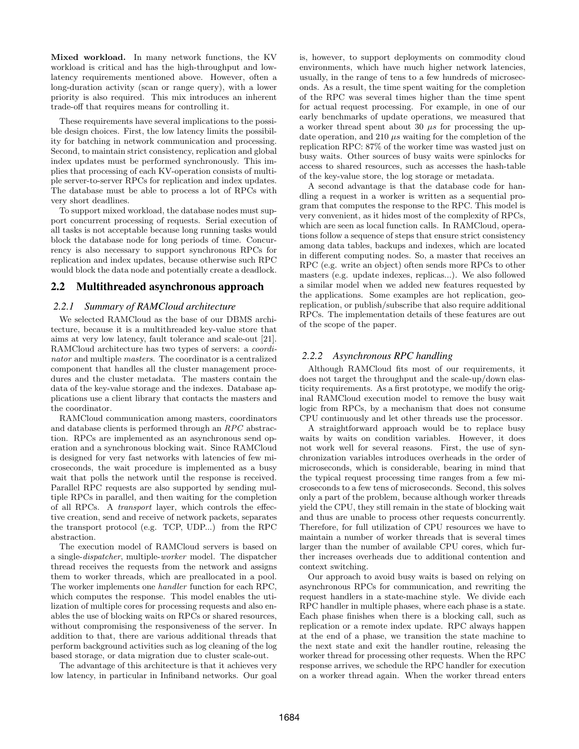**Mixed workload.** In many network functions, the KV workload is critical and has the high-throughput and low-latency requirements mentioned above. However, often a long-duration activity (scan or range query), with a lower priority is also required. This mix introduces an inherent trade-off that requires means for controlling it.

These requirements have several implications to the possible design choices. First, the low latency limits the possibility for batching in network communication and processing. Second, to maintain strict consistency, replication and global index updates must be performed synchronously. This implies that processing of each KV-operation consists of multiple server-to-server RPCs for replication and index updates. The database must be able to process a lot of RPCs with very short deadlines.

To support mixed workload, the database nodes must support concurrent processing of requests. Serial execution of all tasks is not acceptable because long running tasks would block the database node for long periods of time. Concurrency is also necessary to support synchronous RPCs for replication and index updates, because otherwise such RPC would block the data node and potentially create a deadlock.

## 2.2 Multithreaded asynchronous approach

### 2.2.1 Summary of RAMCloud architecture

We selected RAMCloud as the base of our DBMS architecture, because it is a multithreaded key-value store that aims at very low latency, fault tolerance and scale-out [21]. RAMCloud architecture has two types of servers: a *coordinator* and multiple *masters*. The coordinator is a centralized component that handles all the cluster management procedures and the cluster metadata. The masters contain the data of the key-value storage and the indexes. Database applications use a client library that contacts the masters and the coordinator.

RAMCloud communication among masters, coordinators and database clients is performed through an *RPC* abstraction. RPCs are implemented as an asynchronous send operation and a synchronous blocking wait. Since RAMCloud is designed for very fast networks with latencies of few microseconds, the wait procedure is implemented as a busy wait that polls the network until the response is received. Parallel RPC requests are also supported by sending multiple RPCs in parallel, and then waiting for the completion of all RPCs. A *transport* layer, which controls the effective creation, send and receive of network packets, separates the transport protocol (e.g. TCP, UDP...) from the RPC abstraction.

The execution model of RAMCloud servers is based on a single-*dispatcher*, multiple-*worker* model. The dispatcher thread receives the requests from the network and assigns them to worker threads, which are preallocated in a pool. The worker implements one *handler* function for each RPC, which computes the response. This model enables the utilization of multiple cores for processing requests and also enables the use of blocking waits on RPCs or shared resources, without compromising the responsiveness of the server. In addition to that, there are various additional threads that perform background activities such as log cleaning of the log based storage, or data migration due to cluster scale-out.

The advantage of this architecture is that it achieves very low latency, in particular in Infiniband networks. Our goal is, however, to support deployments on commodity cloud environments, which have much higher network latencies, usually, in the range of tens to a few hundreds of microseconds. As a result, the time spent waiting for the completion of the RPC was several times higher than the time spent for actual request processing. For example, in one of our early benchmarks of update operations, we measured that a worker thread spent about 30 $\mu s$ for processing the update operation, and 210 $\mu s$ waiting for the completion of the replication RPC: 87% of the worker time was wasted just on busy waits. Other sources of busy waits were spinlocks for access to shared resources, such as accesses the hash-table of the key-value store, the log storage or metadata.

A second advantage is that the database code for handling a request in a worker is written as a sequential program that computes the response to the RPC. This model is very convenient, as it hides most of the complexity of RPCs, which are seen as local function calls. In RAMCloud, operations follow a sequence of steps that ensure strict consistency among data tables, backups and indexes, which are located in different computing nodes. So, a master that receives an RPC (e.g. write an object) often sends more RPCs to other masters (e.g. update indexes, replicas...). We also followed a similar model when we added new features requested by the applications. Some examples are hot replication, geo-replication, or publish/subscribe that also require additional RPCs. The implementation details of these features are out of the scope of the paper.

### 2.2.2 Asynchronous RPC handling

Although RAMCloud fits most of our requirements, it does not target the throughput and the scale-up/down elasticity requirements. As a first prototype, we modify the original RAMCloud execution model to remove the busy wait logic from RPCs, by a mechanism that does not consume CPU continuously and let other threads use the processor.

A straightforward approach would be to replace busy waits by waits on condition variables. However, it does not work well for several reasons. First, the use of synchronization variables introduces overheads in the order of microseconds, which is considerable, bearing in mind that the typical request processing time ranges from a few microseconds to a few tens of microseconds. Second, this solves only a part of the problem, because although worker threads yield the CPU, they still remain in the state of blocking wait and thus are unable to process other requests concurrently. Therefore, for full utilization of CPU resources we have to maintain a number of worker threads that is several times larger than the number of available CPU cores, which further increases overheads due to additional contention and context switching.

Our approach to avoid busy waits is based on relying on asynchronous RPCs for communication, and rewriting the request handlers in a state-machine style. We divide each RPC handler in multiple phases, where each phase is a state. Each phase finishes when there is a blocking call, such as replication or a remote index update. RPC always happen at the end of a phase, we transition the state machine to the next state and exit the handler routine, releasing the worker thread for processing other requests. When the RPC response arrives, we schedule the RPC handler for execution on a worker thread again. When the worker thread enters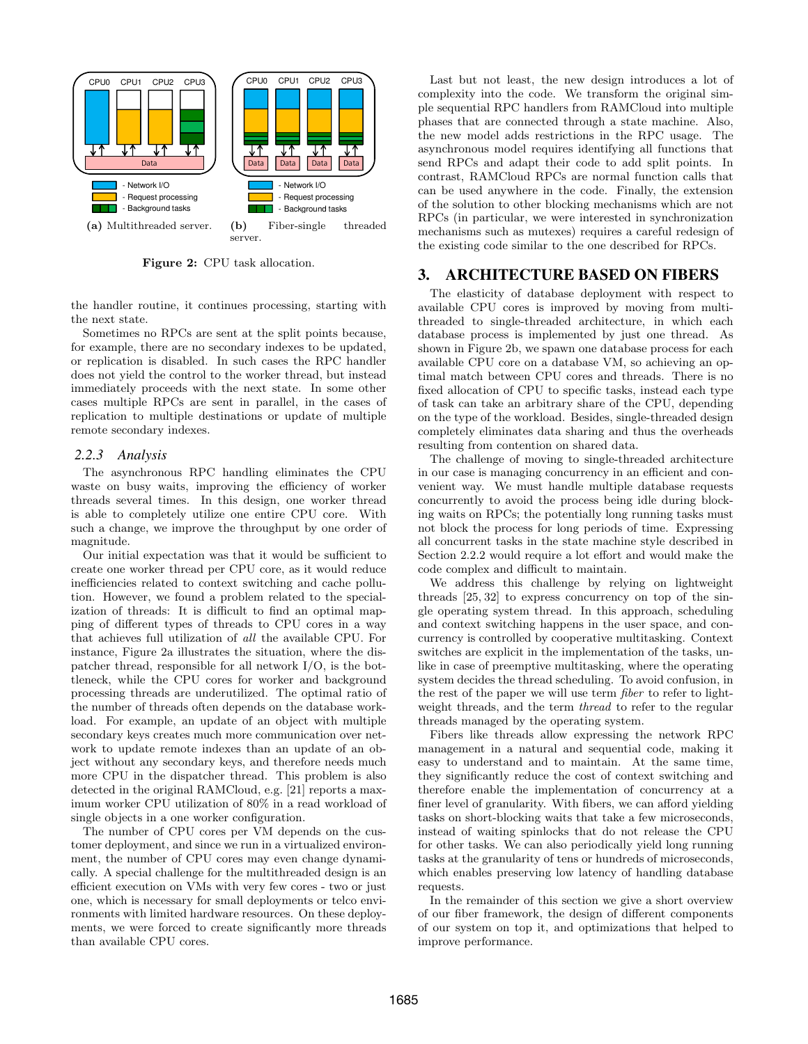(a) Multithreaded server. (b) Fiber-single threaded server.

**Figure 2:** CPU task allocation.

the handler routine, it continues processing, starting with the next state.

Sometimes no RPCs are sent at the split points because, for example, there are no secondary indexes to be updated, or replication is disabled. In such cases the RPC handler does not yield the control to the worker thread, but instead immediately proceeds with the next state. In some other cases multiple RPCs are sent in parallel, in the cases of replication to multiple destinations or update of multiple remote secondary indexes.

### 2.2.3 Analysis

The asynchronous RPC handling eliminates the CPU waste on busy waits, improving the efficiency of worker threads several times. In this design, one worker thread is able to completely utilize one entire CPU core. With such a change, we improve the throughput by one order of magnitude.

Our initial expectation was that it would be sufficient to create one worker thread per CPU core, as it would reduce inefficiencies related to context switching and cache pollution. However, we found a problem related to the specialization of threads: It is difficult to find an optimal mapping of different types of threads to CPU cores in a way that achieves full utilization of *all* the available CPU. For instance, Figure 2a illustrates the situation, where the dispatcher thread, responsible for all network I/O, is the bottleneck, while the CPU cores for worker and background processing threads are underutilized. The optimal ratio of the number of threads often depends on the database workload. For example, an update of an object with multiple secondary keys creates much more communication over network to update remote indexes than an update of an object without any secondary keys, and therefore needs much more CPU in the dispatcher thread. This problem is also detected in the original RAMCloud, e.g. [21] reports a maximum worker CPU utilization of 80% in a read workload of single objects in a one worker configuration.

The number of CPU cores per VM depends on the customer deployment, and since we run in a virtualized environment, the number of CPU cores may even change dynamically. A special challenge for the multithreaded design is an efficient execution on VMs with very few cores - two or just one, which is necessary for small deployments or telco environments with limited hardware resources. On these deployments, we were forced to create significantly more threads than available CPU cores.

Last but not least, the new design introduces a lot of complexity into the code. We transform the original simple sequential RPC handlers from RAMCloud into multiple phases that are connected through a state machine. Also, the new model adds restrictions in the RPC usage. The asynchronous model requires identifying all functions that send RPCs and adapt their code to add split points. In contrast, RAMCloud RPCs are normal function calls that can be used anywhere in the code. Finally, the extension of the solution to other blocking mechanisms which are not RPCs (in particular, we were interested in synchronization mechanisms such as mutexes) requires a careful redesign of the existing code similar to the one described for RPCs.

## 3. ARCHITECTURE BASED ON FIBERS

The elasticity of database deployment with respect to available CPU cores is improved by moving from multi-threaded to single-threaded architecture, in which each database process is implemented by just one thread. As shown in Figure 2b, we spawn one database process for each available CPU core on a database VM, so achieving an optimal match between CPU cores and threads. There is no fixed allocation of CPU to specific tasks, instead each type of task can take an arbitrary share of the CPU, depending on the type of the workload. Besides, single-threaded design completely eliminates data sharing and thus the overheads resulting from contention on shared data.

The challenge of moving to single-threaded architecture in our case is managing concurrency in an efficient and convenient way. We must handle multiple database requests concurrently to avoid the process being idle during blocking waits on RPCs; the potentially long running tasks must not block the process for long periods of time. Expressing all concurrent tasks in the state machine style described in Section 2.2.2 would require a lot effort and would make the code complex and difficult to maintain.

We address this challenge by relying on lightweight threads [25, 32] to express concurrency on top of the single operating system thread. In this approach, scheduling and context switching happens in the user space, and concurrency is controlled by cooperative multitasking. Context switches are explicit in the implementation of the tasks, unlike in case of preemptive multitasking, where the operating system decides the thread scheduling. To avoid confusion, in the rest of the paper we will use term *fiber* to refer to lightweight threads, and the term *thread* to refer to the regular threads managed by the operating system.

Fibers like threads allow expressing the network RPC management in a natural and sequential code, making it easy to understand and to maintain. At the same time, they significantly reduce the cost of context switching and therefore enable the implementation of concurrency at a finer level of granularity. With fibers, we can afford yielding tasks on short-blocking waits that take a few microseconds, instead of waiting spinlocks that do not release the CPU for other tasks. We can also periodically yield long running tasks at the granularity of tens or hundreds of microseconds, which enables preserving low latency of handling database requests.

In the remainder of this section we give a short overview of our fiber framework, the design of different components of our system on top it, and optimizations that helped to improve performance.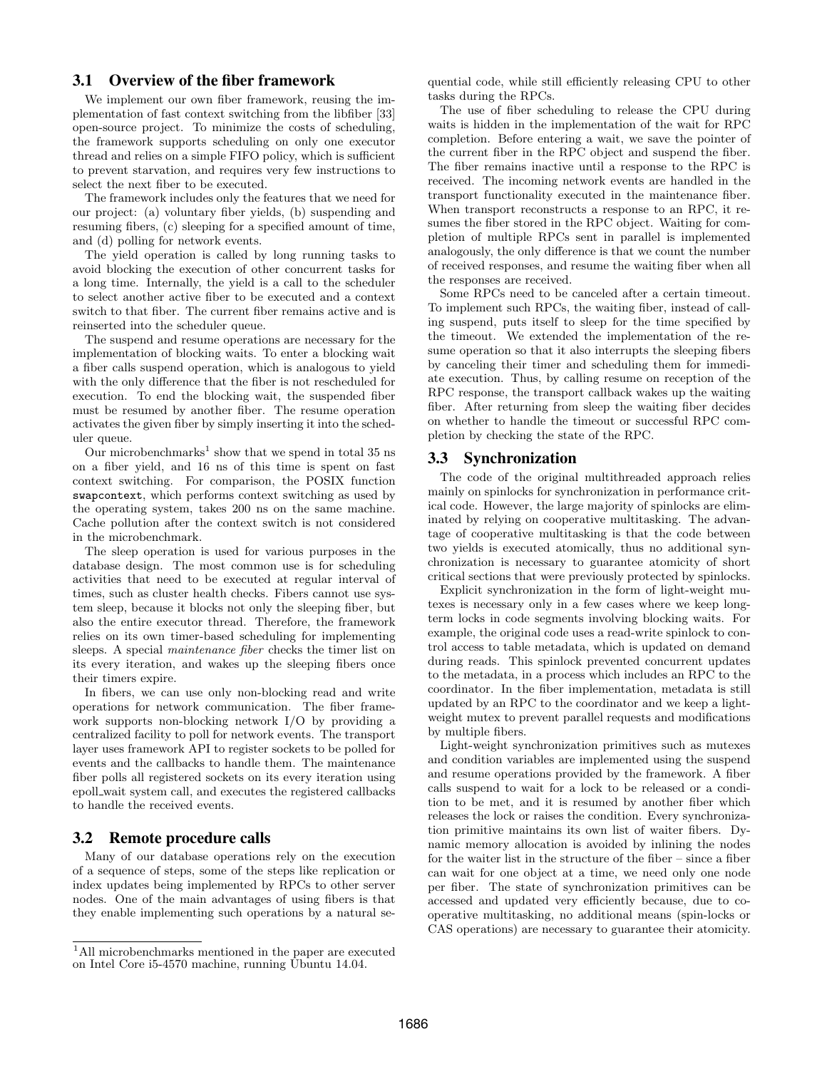### 3.1 Overview of the fiber framework

We implement our own fiber framework, reusing the implementation of fast context switching from the libfiber [33] open-source project. To minimize the costs of scheduling, the framework supports scheduling on only one executor thread and relies on a simple FIFO policy, which is sufficient to prevent starvation, and requires very few instructions to select the next fiber to be executed.

The framework includes only the features that we need for our project: (a) voluntary fiber yields, (b) suspending and resuming fibers, (c) sleeping for a specified amount of time, and (d) polling for network events.

The yield operation is called by long running tasks to avoid blocking the execution of other concurrent tasks for a long time. Internally, the yield is a call to the scheduler to select another active fiber to be executed and a context switch to that fiber. The current fiber remains active and is reinserted into the scheduler queue.

The suspend and resume operations are necessary for the implementation of blocking waits. To enter a blocking wait a fiber calls suspend operation, which is analogous to yield with the only difference that the fiber is not rescheduled for execution. To end the blocking wait, the suspended fiber must be resumed by another fiber. The resume operation activates the given fiber by simply inserting it into the scheduler queue.

Our microbenchmarks[1] show that we spend in total 35 ns on a fiber yield, and 16 ns of this time is spent on fast context switching. For comparison, the POSIX function `swapcontext`, which performs context switching as used by the operating system, takes 200 ns on the same machine. Cache pollution after the context switch is not considered in the microbenchmark.

The sleep operation is used for various purposes in the database design. The most common use is for scheduling activities that need to be executed at regular interval of times, such as cluster health checks. Fibers cannot use system sleep, because it blocks not only the sleeping fiber, but also the entire executor thread. Therefore, the framework relies on its own timer-based scheduling for implementing sleeps. A special *maintenance fiber* checks the timer list on its every iteration, and wakes up the sleeping fibers once their timers expire.

In fibers, we can use only non-blocking read and write operations for network communication. The fiber framework supports non-blocking network I/O by providing a centralized facility to poll for network events. The transport layer uses framework API to register sockets to be polled for events and the callbacks to handle them. The maintenance fiber polls all registered sockets on its every iteration using epoll_wait system call, and executes the registered callbacks to handle the received events.

### 3.2 Remote procedure calls

Many of our database operations rely on the execution of a sequence of steps, some of the steps like replication or index updates being implemented by RPCs to other server nodes. One of the main advantages of using fibers is that they enable implementing such operations by a natural sequential code, while still efficiently releasing CPU to other tasks during the RPCs.

The use of fiber scheduling to release the CPU during waits is hidden in the implementation of the wait for RPC completion. Before entering a wait, we save the pointer of the current fiber in the RPC object and suspend the fiber. The fiber remains inactive until a response to the RPC is received. The incoming network events are handled in the transport functionality executed in the maintenance fiber. When transport reconstructs a response to an RPC, it resumes the fiber stored in the RPC object. Waiting for completion of multiple RPCs sent in parallel is implemented analogously, the only difference is that we count the number of received responses, and resume the waiting fiber when all the responses are received.

Some RPCs need to be canceled after a certain timeout. To implement such RPCs, the waiting fiber, instead of calling suspend, puts itself to sleep for the time specified by the timeout. We extended the implementation of the resume operation so that it also interrupts the sleeping fibers by canceling their timer and scheduling them for immediate execution. Thus, by calling resume on reception of the RPC response, the transport callback wakes up the waiting fiber. After returning from sleep the waiting fiber decides on whether to handle the timeout or successful RPC completion by checking the state of the RPC.

### 3.3 Synchronization

The code of the original multithreaded approach relies mainly on spinlocks for synchronization in performance critical code. However, the large majority of spinlocks are eliminated by relying on cooperative multitasking. The advantage of cooperative multitasking is that the code between two yields is executed atomically, thus no additional synchronization is necessary to guarantee atomicity of short critical sections that were previously protected by spinlocks.

Explicit synchronization in the form of light-weight mutexes is necessary only in a few cases where we keep long-term locks in code segments involving blocking waits. For example, the original code uses a read-write spinlock to control access to table metadata, which is updated on demand during reads. This spinlock prevented concurrent updates to the metadata, in a process which includes an RPC to the coordinator. In the fiber implementation, metadata is still updated by an RPC to the coordinator and we keep a light-weight mutex to prevent parallel requests and modifications by multiple fibers.

Light-weight synchronization primitives such as mutexes and condition variables are implemented using the suspend and resume operations provided by the framework. A fiber calls suspend to wait for a lock to be released or a condition to be met, and it is resumed by another fiber which releases the lock or raises the condition. Every synchronization primitive maintains its own list of waiter fibers. Dynamic memory allocation is avoided by inlining the nodes for the waiter list in the structure of the fiber – since a fiber can wait for one object at a time, we need only one node per fiber. The state of synchronization primitives can be accessed and updated very efficiently because, due to cooperative multitasking, no additional means (spin-locks or CAS operations) are necessary to guarantee their atomicity.

---

[1] All microbenchmarks mentioned in the paper are executed on Intel Core i5-4570 machine, running Ubuntu 14.04.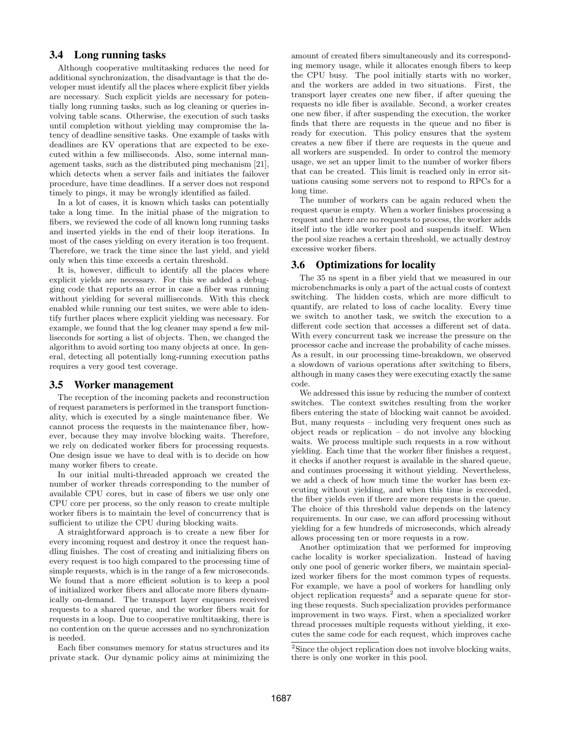### 3.4 Long running tasks

Although cooperative multitasking reduces the need for additional synchronization, the disadvantage is that the developer must identify all the places where explicit fiber yields are necessary. Such explicit yields are necessary for potentially long running tasks, such as log cleaning or queries involving table scans. Otherwise, the execution of such tasks until completion without yielding may compromise the latency of deadline sensitive tasks. One example of tasks with deadlines are KV operations that are expected to be executed within a few milliseconds. Also, some internal management tasks, such as the distributed ping mechanism [21], which detects when a server fails and initiates the failover procedure, have time deadlines. If a server does not respond timely to pings, it may be wrongly identified as failed.

In a lot of cases, it is known which tasks can potentially take a long time. In the initial phase of the migration to fibers, we reviewed the code of all known long running tasks and inserted yields in the end of their loop iterations. In most of the cases yielding on every iteration is too frequent. Therefore, we track the time since the last yield, and yield only when this time exceeds a certain threshold.

It is, however, difficult to identify all the places where explicit yields are necessary. For this we added a debugging code that reports an error in case a fiber was running without yielding for several milliseconds. With this check enabled while running our test suites, we were able to identify further places where explicit yielding was necessary. For example, we found that the log cleaner may spend a few milliseconds for sorting a list of objects. Then, we changed the algorithm to avoid sorting too many objects at once. In general, detecting all potentially long-running execution paths requires a very good test coverage.

### 3.5 Worker management

The reception of the incoming packets and reconstruction of request parameters is performed in the transport functionality, which is executed by a single maintenance fiber. We cannot process the requests in the maintenance fiber, however, because they may involve blocking waits. Therefore, we rely on dedicated worker fibers for processing requests. One design issue we have to deal with is to decide on how many worker fibers to create.

In our initial multi-threaded approach we created the number of worker threads corresponding to the number of available CPU cores, but in case of fibers we use only one CPU core per process, so the only reason to create multiple worker fibers is to maintain the level of concurrency that is sufficient to utilize the CPU during blocking waits.

A straightforward approach is to create a new fiber for every incoming request and destroy it once the request handling finishes. The cost of creating and initializing fibers on every request is too high compared to the processing time of simple requests, which is in the range of a few microseconds. We found that a more efficient solution is to keep a pool of initialized worker fibers and allocate more fibers dynamically on-demand. The transport layer enqueues received requests to a shared queue, and the worker fibers wait for requests in a loop. Due to cooperative multitasking, there is no contention on the queue accesses and no synchronization is needed.

Each fiber consumes memory for status structures and its private stack. Our dynamic policy aims at minimizing the amount of created fibers simultaneously and its corresponding memory usage, while it allocates enough fibers to keep the CPU busy. The pool initially starts with no worker, and the workers are added in two situations. First, the transport layer creates one new fiber, if after queuing the requests no idle fiber is available. Second, a worker creates one new fiber, if after suspending the execution, the worker finds that there are requests in the queue and no fiber is ready for execution. This policy ensures that the system creates a new fiber if there are requests in the queue and all workers are suspended. In order to control the memory usage, we set an upper limit to the number of worker fibers that can be created. This limit is reached only in error situations causing some servers not to respond to RPCs for a long time.

The number of workers can be again reduced when the request queue is empty. When a worker finishes processing a request and there are no requests to process, the worker adds itself into the idle worker pool and suspends itself. When the pool size reaches a certain threshold, we actually destroy excessive worker fibers.

### 3.6 Optimizations for locality

The 35 ns spent in a fiber yield that we measured in our microbenchmarks is only a part of the actual costs of context switching. The hidden costs, which are more difficult to quantify, are related to loss of cache locality. Every time we switch to another task, we switch the execution to a different code section that accesses a different set of data. With every concurrent task we increase the pressure on the processor cache and increase the probability of cache misses. As a result, in our processing time-breakdown, we observed a slowdown of various operations after switching to fibers, although in many cases they were executing exactly the same code.

We addressed this issue by reducing the number of context switches. The context switches resulting from the worker fibers entering the state of blocking wait cannot be avoided. But, many requests – including very frequent ones such as object reads or replication – do not involve any blocking waits. We process multiple such requests in a row without yielding. Each time that the worker fiber finishes a request, it checks if another request is available in the shared queue, and continues processing it without yielding. Nevertheless, we add a check of how much time the worker has been executing without yielding, and when this time is exceeded, the fiber yields even if there are more requests in the queue. The choice of this threshold value depends on the latency requirements. In our case, we can afford processing without yielding for a few hundreds of microseconds, which already allows processing ten or more requests in a row.

Another optimization that we performed for improving cache locality is worker specialization. Instead of having only one pool of generic worker fibers, we maintain specialized worker fibers for the most common types of requests. For example, we have a pool of workers for handling only object replication requests[2] and a separate queue for storing these requests. Such specialization provides performance improvement in two ways. First, when a specialized worker thread processes multiple requests without yielding, it executes the same code for each request, which improves cache

[2]Since the object replication does not involve blocking waits, there is only one worker in this pool.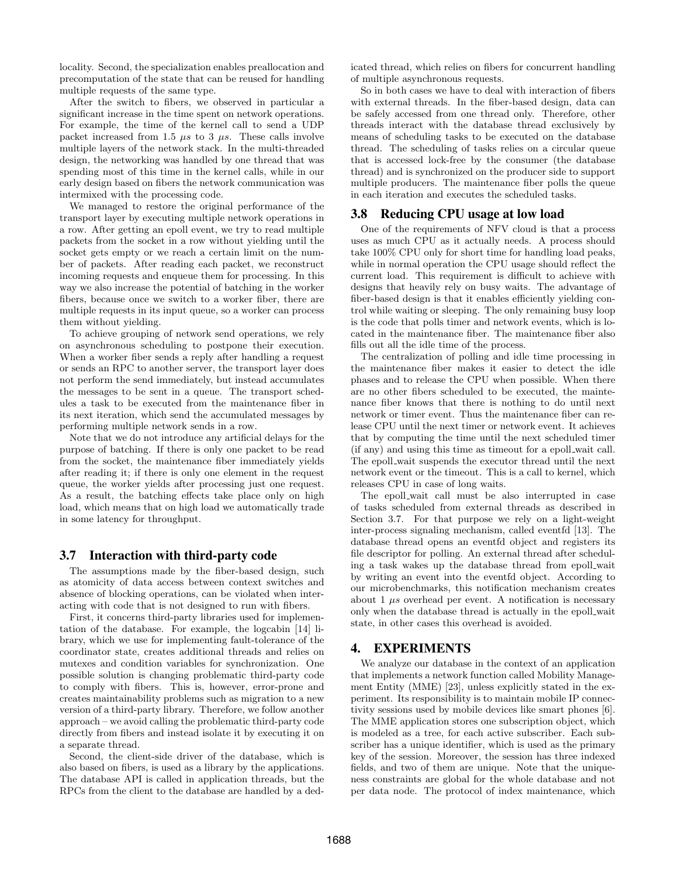locality. Second, the specialization enables preallocation and precomputation of the state that can be reused for handling multiple requests of the same type.

After the switch to fibers, we observed in particular a significant increase in the time spent on network operations. For example, the time of the kernel call to send a UDP packet increased from 1.5 $\mu s$ to 3 $\mu s$. These calls involve multiple layers of the network stack. In the multi-threaded design, the networking was handled by one thread that was spending most of this time in the kernel calls, while in our early design based on fibers the network communication was intermixed with the processing code.

We managed to restore the original performance of the transport layer by executing multiple network operations in a row. After getting an epoll event, we try to read multiple packets from the socket in a row without yielding until the socket gets empty or we reach a certain limit on the number of packets. After reading each packet, we reconstruct incoming requests and enqueue them for processing. In this way we also increase the potential of batching in the worker fibers, because once we switch to a worker fiber, there are multiple requests in its input queue, so a worker can process them without yielding.

To achieve grouping of network send operations, we rely on asynchronous scheduling to postpone their execution. When a worker fiber sends a reply after handling a request or sends an RPC to another server, the transport layer does not perform the send immediately, but instead accumulates the messages to be sent in a queue. The transport schedules a task to be executed from the maintenance fiber in its next iteration, which send the accumulated messages by performing multiple network sends in a row.

Note that we do not introduce any artificial delays for the purpose of batching. If there is only one packet to be read from the socket, the maintenance fiber immediately yields after reading it; if there is only one element in the request queue, the worker yields after processing just one request. As a result, the batching effects take place only on high load, which means that on high load we automatically trade in some latency for throughput.

### 3.7 Interaction with third-party code

The assumptions made by the fiber-based design, such as atomicity of data access between context switches and absence of blocking operations, can be violated when interacting with code that is not designed to run with fibers.

First, it concerns third-party libraries used for implementation of the database. For example, the logcabin [14] library, which we use for implementing fault-tolerance of the coordinator state, creates additional threads and relies on mutexes and condition variables for synchronization. One possible solution is changing problematic third-party code to comply with fibers. This is, however, error-prone and creates maintainability problems such as migration to a new version of a third-party library. Therefore, we follow another approach – we avoid calling the problematic third-party code directly from fibers and instead isolate it by executing it on a separate thread.

Second, the client-side driver of the database, which is also based on fibers, is used as a library by the applications. The database API is called in application threads, but the RPCs from the client to the database are handled by a dedicated thread, which relies on fibers for concurrent handling of multiple asynchronous requests.

So in both cases we have to deal with interaction of fibers with external threads. In the fiber-based design, data can be safely accessed from one thread only. Therefore, other threads interact with the database thread exclusively by means of scheduling tasks to be executed on the database thread. The scheduling of tasks relies on a circular queue that is accessed lock-free by the consumer (the database thread) and is synchronized on the producer side to support multiple producers. The maintenance fiber polls the queue in each iteration and executes the scheduled tasks.

### 3.8 Reducing CPU usage at low load

One of the requirements of NFV cloud is that a process uses as much CPU as it actually needs. A process should take 100% CPU only for short time for handling load peaks, while in normal operation the CPU usage should reflect the current load. This requirement is difficult to achieve with designs that heavily rely on busy waits. The advantage of fiber-based design is that it enables efficiently yielding control while waiting or sleeping. The only remaining busy loop is the code that polls timer and network events, which is located in the maintenance fiber. The maintenance fiber also fills out all the idle time of the process.

The centralization of polling and idle time processing in the maintenance fiber makes it easier to detect the idle phases and to release the CPU when possible. When there are no other fibers scheduled to be executed, the maintenance fiber knows that there is nothing to do until next network or timer event. Thus the maintenance fiber can release CPU until the next timer or network event. It achieves that by computing the time until the next scheduled timer (if any) and using this time as timeout for a epoll_wait call. The epoll_wait suspends the executor thread until the next network event or the timeout. This is a call to kernel, which releases CPU in case of long waits.

The epoll_wait call must be also interrupted in case of tasks scheduled from external threads as described in Section 3.7. For that purpose we rely on a light-weight inter-process signaling mechanism, called eventfd [13]. The database thread opens an eventfd object and registers its file descriptor for polling. An external thread after scheduling a task wakes up the database thread from epoll_wait by writing an event into the eventfd object. According to our microbenchmarks, this notification mechanism creates about 1 $\mu s$ overhead per event. A notification is necessary only when the database thread is actually in the epoll_wait state, in other cases this overhead is avoided.

## 4. EXPERIMENTS

We analyze our database in the context of an application that implements a network function called Mobility Management Entity (MME) [23], unless explicitly stated in the experiment. Its responsibility is to maintain mobile IP connectivity sessions used by mobile devices like smart phones [6]. The MME application stores one subscription object, which is modeled as a tree, for each active subscriber. Each subscriber has a unique identifier, which is used as the primary key of the session. Moreover, the session has three indexed fields, and two of them are unique. Note that the uniqueness constraints are global for the whole database and not per data node. The protocol of index maintenance, which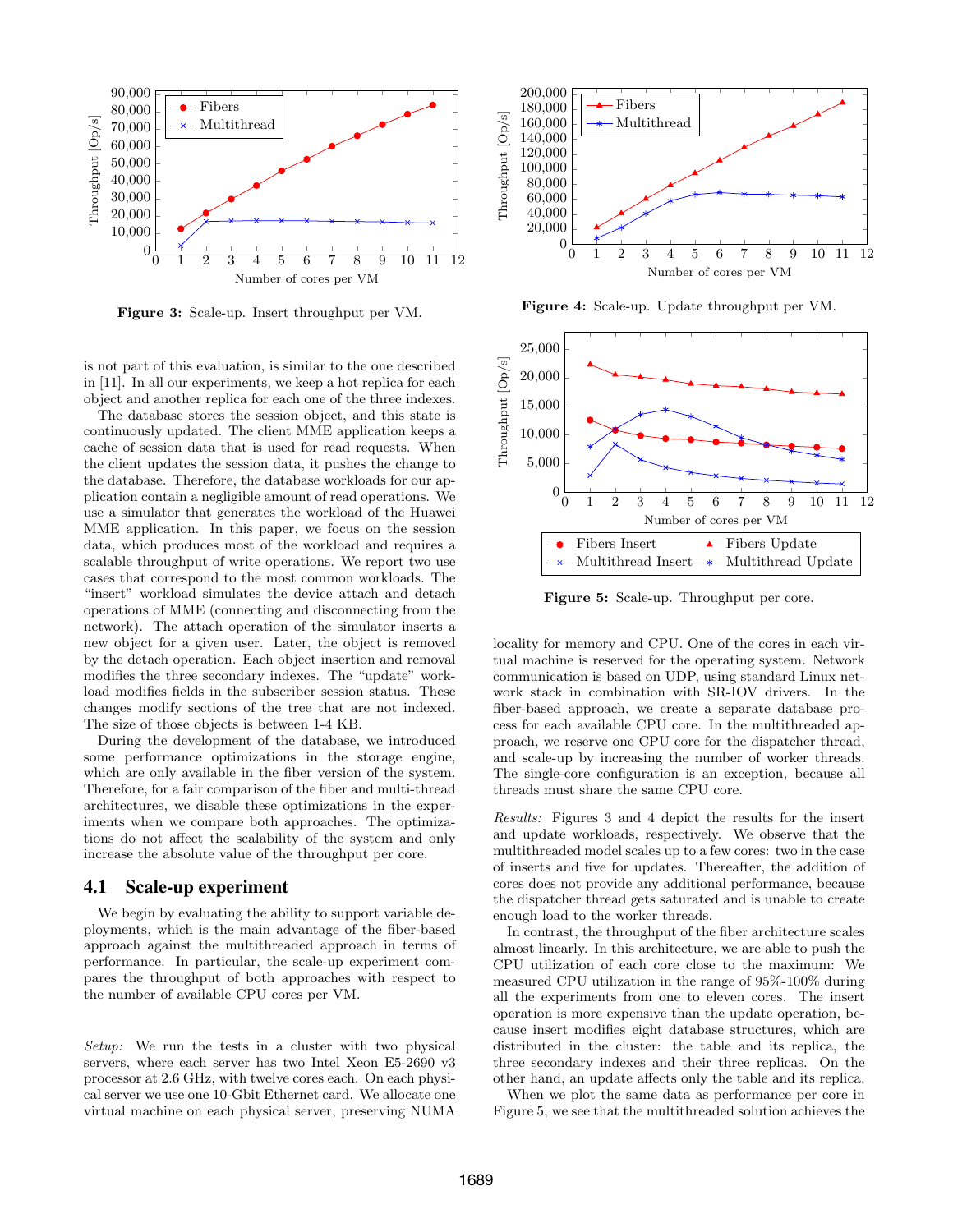Figure 3: Scale-up. Insert throughput per VM.

Figure 4: Scale-up. Update throughput per VM.

Figure 5: Scale-up. Throughput per core.

is not part of this evaluation, is similar to the one described in [11]. In all our experiments, we keep a hot replica for each object and another replica for each one of the three indexes.

The database stores the session object, and this state is continuously updated. The client MME application keeps a cache of session data that is used for read requests. When the client updates the session data, it pushes the change to the database. Therefore, the database workloads for our application contain a negligible amount of read operations. We use a simulator that generates the workload of the Huawei MME application. In this paper, we focus on the session data, which produces most of the workload and requires a scalable throughput of write operations. We report two use cases that correspond to the most common workloads. The "insert" workload simulates the device attach and detach operations of MME (connecting and disconnecting from the network). The attach operation of the simulator inserts a new object for a given user. Later, the object is removed by the detach operation. Each object insertion and removal modifies the three secondary indexes. The "update" workload modifies fields in the subscriber session status. These changes modify sections of the tree that are not indexed. The size of those objects is between 1-4 KB.

During the development of the database, we introduced some performance optimizations in the storage engine, which are only available in the fiber version of the system. Therefore, for a fair comparison of the fiber and multi-thread architectures, we disable these optimizations in the experiments when we compare both approaches. The optimizations do not affect the scalability of the system and only increase the absolute value of the throughput per core.

## 4.1 Scale-up experiment

We begin by evaluating the ability to support variable deployments, which is the main advantage of the fiber-based approach against the multithreaded approach in terms of performance. In particular, the scale-up experiment compares the throughput of both approaches with respect to the number of available CPU cores per VM.

*Setup:* We run the tests in a cluster with two physical servers, where each server has two Intel Xeon E5-2690 v3 processor at 2.6 GHz, with twelve cores each. On each physical server we use one 10-Gbit Ethernet card. We allocate one virtual machine on each physical server, preserving NUMA locality for memory and CPU. One of the cores in each virtual machine is reserved for the operating system. Network communication is based on UDP, using standard Linux network stack in combination with SR-IOV drivers. In the fiber-based approach, we create a separate database process for each available CPU core. In the multithreaded approach, we reserve one CPU core for the dispatcher thread, and scale-up by increasing the number of worker threads. The single-core configuration is an exception, because all threads must share the same CPU core.

*Results:* Figures 3 and 4 depict the results for the insert and update workloads, respectively. We observe that the multithreaded model scales up to a few cores: two in the case of inserts and five for updates. Thereafter, the addition of cores does not provide any additional performance, because the dispatcher thread gets saturated and is unable to create enough load to the worker threads.

In contrast, the throughput of the fiber architecture scales almost linearly. In this architecture, we are able to push the CPU utilization of each core close to the maximum: We measured CPU utilization in the range of 95%-100% during all the experiments from one to eleven cores. The insert operation is more expensive than the update operation, because insert modifies eight database structures, which are distributed in the cluster: the table and its replica, the three secondary indexes and their three replicas. On the other hand, an update affects only the table and its replica.

When we plot the same data as performance per core in Figure 5, we see that the multithreaded solution achieves the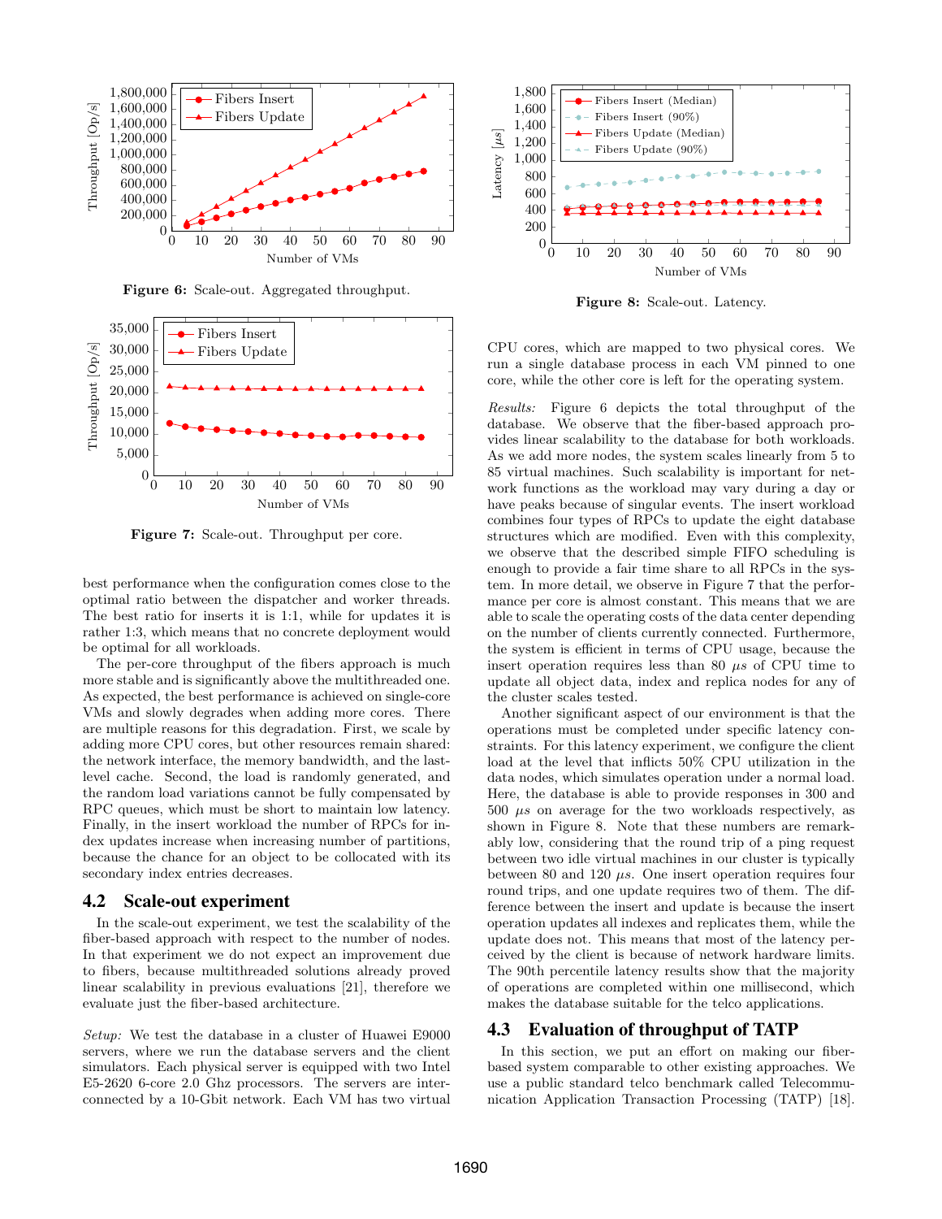Figure 6: Scale-out. Aggregated throughput.

Figure 7: Scale-out. Throughput per core.

best performance when the configuration comes close to the optimal ratio between the dispatcher and worker threads. The best ratio for inserts it is 1:1, while for updates it is rather 1:3, which means that no concrete deployment would be optimal for all workloads.

The per-core throughput of the fibers approach is much more stable and is significantly above the multithreaded one. As expected, the best performance is achieved on single-core VMs and slowly degrades when adding more cores. There are multiple reasons for this degradation. First, we scale by adding more CPU cores, but other resources remain shared: the network interface, the memory bandwidth, and the last-level cache. Second, the load is randomly generated, and the random load variations cannot be fully compensated by RPC queues, which must be short to maintain low latency. Finally, in the insert workload the number of RPCs for index updates increase when increasing number of partitions, because the chance for an object to be collocated with its secondary index entries decreases.

## 4.2 Scale-out experiment

In the scale-out experiment, we test the scalability of the fiber-based approach with respect to the number of nodes. In that experiment we do not expect an improvement due to fibers, because multithreaded solutions already proved linear scalability in previous evaluations [21], therefore we evaluate just the fiber-based architecture.

*Setup:* We test the database in a cluster of Huawei E9000 servers, where we run the database servers and the client simulators. Each physical server is equipped with two Intel E5-2620 6-core 2.0 Ghz processors. The servers are interconnected by a 10-Gbit network. Each VM has two virtual CPU cores, which are mapped to two physical cores. We run a single database process in each VM pinned to one core, while the other core is left for the operating system.

Figure 8: Scale-out. Latency.

*Results:* Figure 6 depicts the total throughput of the database. We observe that the fiber-based approach provides linear scalability to the database for both workloads. As we add more nodes, the system scales linearly from 5 to 85 virtual machines. Such scalability is important for network functions as the workload may vary during a day or have peaks because of singular events. The insert workload combines four types of RPCs to update the eight database structures which are modified. Even with this complexity, we observe that the described simple FIFO scheduling is enough to provide a fair time share to all RPCs in the system. In more detail, we observe in Figure 7 that the performance per core is almost constant. This means that we are able to scale the operating costs of the data center depending on the number of clients currently connected. Furthermore, the system is efficient in terms of CPU usage, because the insert operation requires less than 80 $\mu s$ of CPU time to update all object data, index and replica nodes for any of the cluster scales tested.

Another significant aspect of our environment is that the operations must be completed under specific latency constraints. For this latency experiment, we configure the client load at the level that inflicts 50% CPU utilization in the data nodes, which simulates operation under a normal load. Here, the database is able to provide responses in 300 and 500 $\mu s$ on average for the two workloads respectively, as shown in Figure 8. Note that these numbers are remarkably low, considering that the round trip of a ping request between two idle virtual machines in our cluster is typically between 80 and 120 $\mu s$. One insert operation requires four round trips, and one update requires two of them. The difference between the insert and update is because the insert operation updates all indexes and replicates them, while the update does not. This means that most of the latency perceived by the client is because of network hardware limits. The 90th percentile latency results show that the majority of operations are completed within one millisecond, which makes the database suitable for the telco applications.

## 4.3 Evaluation of throughput of TATP

In this section, we put an effort on making our fiber-based system comparable to other existing approaches. We use a public standard telco benchmark called Telecommunication Application Transaction Processing (TATP) [18].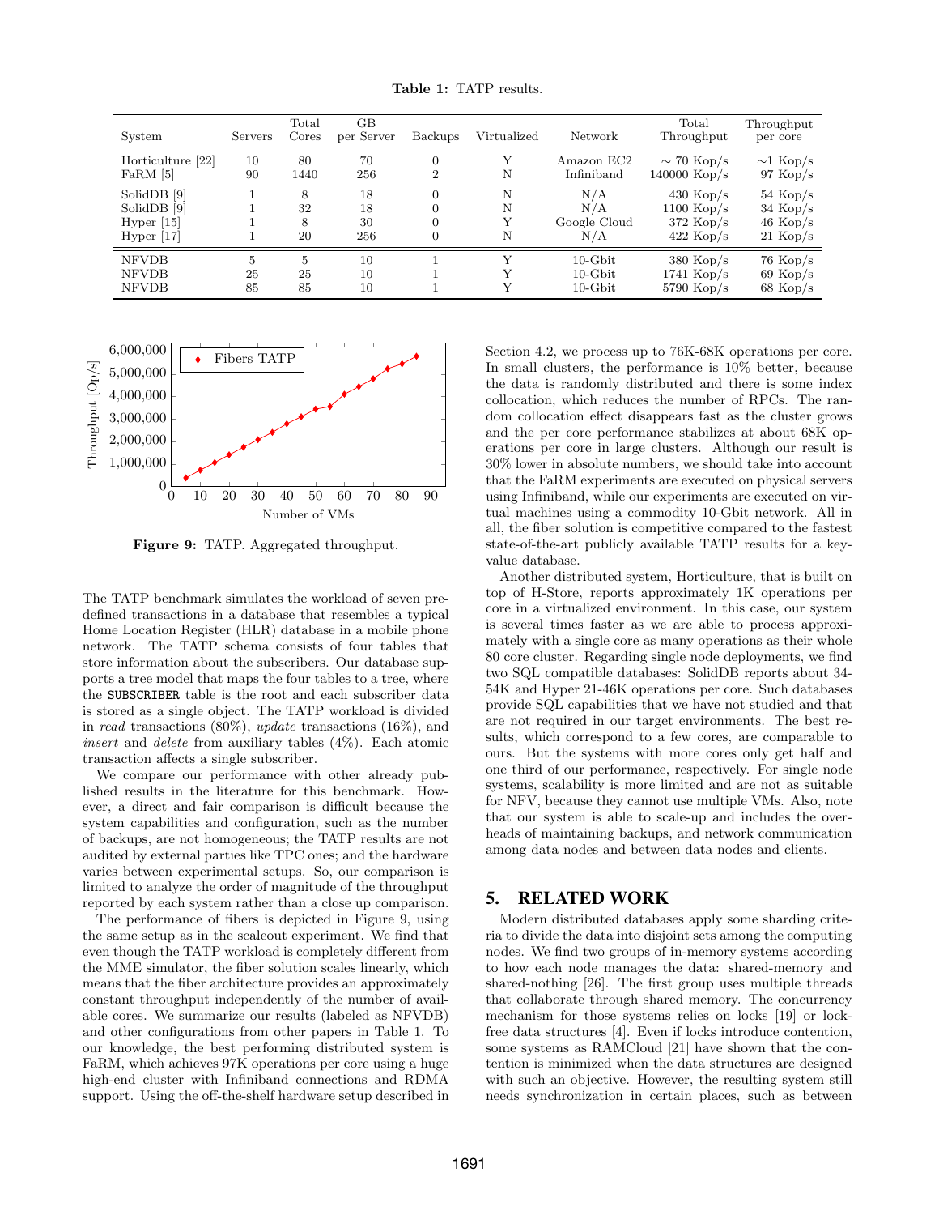**Table 1:** TATP results.

| System | Servers | Total Cores | GB per Server | Backups | Virtualized | Network | Total Throughput | Throughput per core |
|---|---|---|---|---|---|---|---|---|
| Horticulture [22] | 10 | 80 | 70 | 0 | Y | Amazon EC2 | ∼ 70 Kop/s | ∼1 Kop/s |
| FaRM [5] | 90 | 1440 | 256 | 2 | N | Infiniband | 140000 Kop/s | 97 Kop/s |
| SolidDB [9] | 1 | 8 | 18 | 0 | N | N/A | 430 Kop/s | 54 Kop/s |
| SolidDB [9] | 1 | 32 | 18 | 0 | N | N/A | 1100 Kop/s | 34 Kop/s |
| Hyper [15] | 1 | 8 | 30 | 0 | Y | Google Cloud | 372 Kop/s | 46 Kop/s |
| Hyper [17] | 1 | 20 | 256 | 0 | N | N/A | 422 Kop/s | 21 Kop/s |
| NFVDB | 5 | 5 | 10 | 1 | Y | 10-Gbit | 380 Kop/s | 76 Kop/s |
| NFVDB | 25 | 25 | 10 | 1 | Y | 10-Gbit | 1741 Kop/s | 69 Kop/s |
| NFVDB | 85 | 85 | 10 | 1 | Y | 10-Gbit | 5790 Kop/s | 68 Kop/s |

**Figure 9:** TATP. Aggregated throughput.

The TATP benchmark simulates the workload of seven predefined transactions in a database that resembles a typical Home Location Register (HLR) database in a mobile phone network. The TATP schema consists of four tables that store information about the subscribers. Our database supports a tree model that maps the four tables to a tree, where the SUBSCRIBER table is the root and each subscriber data is stored as a single object. The TATP workload is divided in *read* transactions (80%), *update* transactions (16%), and *insert* and *delete* from auxiliary tables (4%). Each atomic transaction affects a single subscriber.

We compare our performance with other already published results in the literature for this benchmark. However, a direct and fair comparison is difficult because the system capabilities and configuration, such as the number of backups, are not homogeneous; the TATP results are not audited by external parties like TPC ones; and the hardware varies between experimental setups. So, our comparison is limited to analyze the order of magnitude of the throughput reported by each system rather than a close up comparison.

The performance of fibers is depicted in Figure 9, using the same setup as in the scaleout experiment. We find that even though the TATP workload is completely different from the MME simulator, the fiber solution scales linearly, which means that the fiber architecture provides an approximately constant throughput independently of the number of available cores. We summarize our results (labeled as NFVDB) and other configurations from other papers in Table 1. To our knowledge, the best performing distributed system is FaRM, which achieves 97K operations per core using a huge high-end cluster with Infiniband connections and RDMA support. Using the off-the-shelf hardware setup described in Section 4.2, we process up to 76K-68K operations per core. In small clusters, the performance is 10% better, because the data is randomly distributed and there is some index collocation, which reduces the number of RPCs. The random collocation effect disappears fast as the cluster grows and the per core performance stabilizes at about 68K operations per core in large clusters. Although our result is 30% lower in absolute numbers, we should take into account that the FaRM experiments are executed on physical servers using Infiniband, while our experiments are executed on virtual machines using a commodity 10-Gbit network. All in all, the fiber solution is competitive compared to the fastest state-of-the-art publicly available TATP results for a key-value database.

Another distributed system, Horticulture, that is built on top of H-Store, reports approximately 1K operations per core in a virtualized environment. In this case, our system is several times faster as we are able to process approximately with a single core as many operations as their whole 80 core cluster. Regarding single node deployments, we find two SQL compatible databases: SolidDB reports about 34-54K and Hyper 21-46K operations per core. Such databases provide SQL capabilities that we have not studied and that are not required in our target environments. The best results, which correspond to a few cores, are comparable to ours. But the systems with more cores only get half and one third of our performance, respectively. For single node systems, scalability is more limited and are not as suitable for NFV, because they cannot use multiple VMs. Also, note that our system is able to scale-up and includes the overheads of maintaining backups, and network communication among data nodes and between data nodes and clients.

## 5. RELATED WORK

Modern distributed databases apply some sharding criteria to divide the data into disjoint sets among the computing nodes. We find two groups of in-memory systems according to how each node manages the data: shared-memory and shared-nothing [26]. The first group uses multiple threads that collaborate through shared memory. The concurrency mechanism for those systems relies on locks [19] or lock-free data structures [4]. Even if locks introduce contention, some systems as RAMCloud [21] have shown that the contention is minimized when the data structures are designed with such an objective. However, the resulting system still needs synchronization in certain places, such as between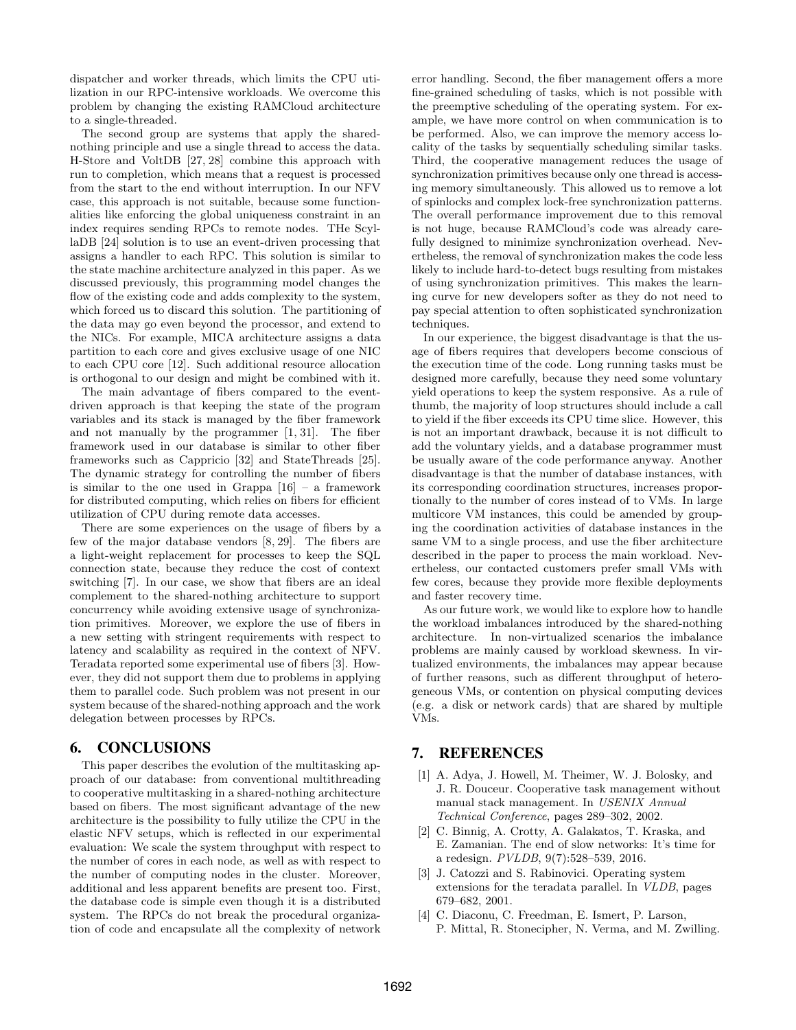dispatcher and worker threads, which limits the CPU utilization in our RPC-intensive workloads. We overcome this problem by changing the existing RAMCloud architecture to a single-threaded.

The second group are systems that apply the shared-nothing principle and use a single thread to access the data. H-Store and VoltDB [27, 28] combine this approach with run to completion, which means that a request is processed from the start to the end without interruption. In our NFV case, this approach is not suitable, because some functionalities like enforcing the global uniqueness constraint in an index requires sending RPCs to remote nodes. THe ScyllaDB [24] solution is to use an event-driven processing that assigns a handler to each RPC. This solution is similar to the state machine architecture analyzed in this paper. As we discussed previously, this programming model changes the flow of the existing code and adds complexity to the system, which forced us to discard this solution. The partitioning of the data may go even beyond the processor, and extend to the NICs. For example, MICA architecture assigns a data partition to each core and gives exclusive usage of one NIC to each CPU core [12]. Such additional resource allocation is orthogonal to our design and might be combined with it.

The main advantage of fibers compared to the event-driven approach is that keeping the state of the program variables and its stack is managed by the fiber framework and not manually by the programmer [1, 31]. The fiber framework used in our database is similar to other fiber frameworks such as Cappricio [32] and StateThreads [25]. The dynamic strategy for controlling the number of fibers is similar to the one used in Grappa [16] – a framework for distributed computing, which relies on fibers for efficient utilization of CPU during remote data accesses.

There are some experiences on the usage of fibers by a few of the major database vendors [8, 29]. The fibers are a light-weight replacement for processes to keep the SQL connection state, because they reduce the cost of context switching [7]. In our case, we show that fibers are an ideal complement to the shared-nothing architecture to support concurrency while avoiding extensive usage of synchronization primitives. Moreover, we explore the use of fibers in a new setting with stringent requirements with respect to latency and scalability as required in the context of NFV. Teradata reported some experimental use of fibers [3]. However, they did not support them due to problems in applying them to parallel code. Such problem was not present in our system because of the shared-nothing approach and the work delegation between processes by RPCs.

## 6. CONCLUSIONS

This paper describes the evolution of the multitasking approach of our database: from conventional multithreading to cooperative multitasking in a shared-nothing architecture based on fibers. The most significant advantage of the new architecture is the possibility to fully utilize the CPU in the elastic NFV setups, which is reflected in our experimental evaluation: We scale the system throughput with respect to the number of cores in each node, as well as with respect to the number of computing nodes in the cluster. Moreover, additional and less apparent benefits are present too. First, the database code is simple even though it is a distributed system. The RPCs do not break the procedural organization of code and encapsulate all the complexity of network error handling. Second, the fiber management offers a more fine-grained scheduling of tasks, which is not possible with the preemptive scheduling of the operating system. For example, we have more control on when communication is to be performed. Also, we can improve the memory access locality of the tasks by sequentially scheduling similar tasks. Third, the cooperative management reduces the usage of synchronization primitives because only one thread is accessing memory simultaneously. This allowed us to remove a lot of spinlocks and complex lock-free synchronization patterns. The overall performance improvement due to this removal is not huge, because RAMCloud's code was already carefully designed to minimize synchronization overhead. Nevertheless, the removal of synchronization makes the code less likely to include hard-to-detect bugs resulting from mistakes of using synchronization primitives. This makes the learning curve for new developers softer as they do not need to pay special attention to often sophisticated synchronization techniques.

In our experience, the biggest disadvantage is that the usage of fibers requires that developers become conscious of the execution time of the code. Long running tasks must be designed more carefully, because they need some voluntary yield operations to keep the system responsive. As a rule of thumb, the majority of loop structures should include a call to yield if the fiber exceeds its CPU time slice. However, this is not an important drawback, because it is not difficult to add the voluntary yields, and a database programmer must be usually aware of the code performance anyway. Another disadvantage is that the number of database instances, with its corresponding coordination structures, increases proportionally to the number of cores instead of to VMs. In large multicore VM instances, this could be amended by grouping the coordination activities of database instances in the same VM to a single process, and use the fiber architecture described in the paper to process the main workload. Nevertheless, our contacted customers prefer small VMs with few cores, because they provide more flexible deployments and faster recovery time.

As our future work, we would like to explore how to handle the workload imbalances introduced by the shared-nothing architecture. In non-virtualized scenarios the imbalance problems are mainly caused by workload skewness. In virtualized environments, the imbalances may appear because of further reasons, such as different throughput of heterogeneous VMs, or contention on physical computing devices (e.g. a disk or network cards) that are shared by multiple VMs.

## 7. REFERENCES

- [1] A. Adya, J. Howell, M. Theimer, W. J. Bolosky, and J. R. Douceur. Cooperative task management without manual stack management. In *USENIX Annual Technical Conference*, pages 289–302, 2002.
- [2] C. Binnig, A. Crotty, A. Galakatos, T. Kraska, and E. Zamanian. The end of slow networks: It's time for a redesign. *PVLDB*, 9(7):528–539, 2016.
- [3] J. Catozzi and S. Rabinovici. Operating system extensions for the teradata parallel. In *VLDB*, pages 679–682, 2001.
- [4] C. Diaconu, C. Freedman, E. Ismert, P. Larson, P. Mittal, R. Stonecipher, N. Verma, and M. Zwilling.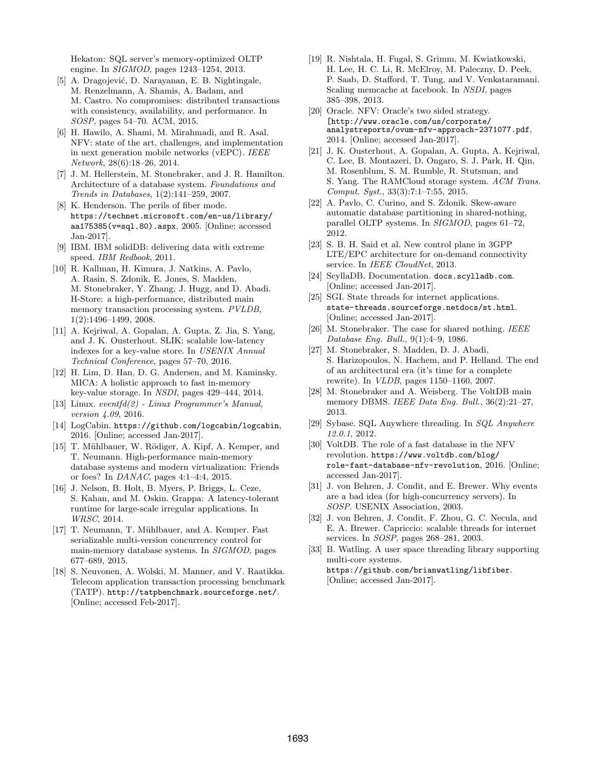Hekaton: SQL server's memory-optimized OLTP engine. In *SIGMOD*, pages 1243–1254, 2013.

[5] A. Dragojević, D. Narayanan, E. B. Nightingale, M. Renzelmann, A. Shamis, A. Badam, and M. Castro. No compromises: distributed transactions with consistency, availability, and performance. In *SOSP*, pages 54–70. ACM, 2015.

[6] H. Hawilo, A. Shami, M. Mirahmadi, and R. Asal. NFV: state of the art, challenges, and implementation in next generation mobile networks (vEPC). *IEEE Network*, 28(6):18–26, 2014.

[7] J. M. Hellerstein, M. Stonebraker, and J. R. Hamilton. Architecture of a database system. *Foundations and Trends in Databases*, 1(2):141–259, 2007.

[8] K. Henderson. The perils of fiber mode. https://technet.microsoft.com/en-us/library/aa175385(v=sql.80).aspx, 2005. [Online; accessed Jan-2017].

[9] IBM. IBM solidDB: delivering data with extreme speed. *IBM Redbook*, 2011.

[10] R. Kallman, H. Kimura, J. Natkins, A. Pavlo, A. Rasin, S. Zdonik, E. Jones, S. Madden, M. Stonebraker, Y. Zhang, J. Hugg, and D. Abadi. H-Store: a high-performance, distributed main memory transaction processing system. *PVLDB*, 1(2):1496–1499, 2008.

[11] A. Kejriwal, A. Gopalan, A. Gupta, Z. Jia, S. Yang, and J. K. Ousterhout. SLIK: scalable low-latency indexes for a key-value store. In *USENIX Annual Technical Conference*, pages 57–70, 2016.

[12] H. Lim, D. Han, D. G. Andersen, and M. Kaminsky. MICA: A holistic approach to fast in-memory key-value storage. In *NSDI*, pages 429–444, 2014.

[13] Linux. *eventfd(2) - Linux Programmer's Manual, version 4.09*, 2016.

[14] LogCabin. https://github.com/logcabin/logcabin, 2016. [Online; accessed Jan-2017].

[15] T. Mühlbauer, W. Rödiger, A. Kipf, A. Kemper, and T. Neumann. High-performance main-memory database systems and modern virtualization: Friends or foes? In *DANAC*, pages 4:1–4:4, 2015.

[16] J. Nelson, B. Holt, B. Myers, P. Briggs, L. Ceze, S. Kahan, and M. Oskin. Grappa: A latency-tolerant runtime for large-scale irregular applications. In *WRSC*, 2014.

[17] T. Neumann, T. Mühlbauer, and A. Kemper. Fast serializable multi-version concurrency control for main-memory database systems. In *SIGMOD*, pages 677–689, 2015.

[18] S. Neuvonen, A. Wolski, M. Manner, and V. Raatikka. Telecom application transaction processing benchmark (TATP). http://tatpbenchmark.sourceforge.net/. [Online; accessed Feb-2017].

[19] R. Nishtala, H. Fugal, S. Grimm, M. Kwiatkowski, H. Lee, H. C. Li, R. McElroy, M. Paleczny, D. Peek, P. Saab, D. Stafford, T. Tung, and V. Venkataramani. Scaling memcache at facebook. In *NSDI*, pages 385–398, 2013.

[20] Oracle. NFV: Oracle's two sided strategy. [http://www.oracle.com/us/corporate/analystreports/ovum-nfv-approach-2371077.pdf, 2014. [Online; accessed Jan-2017].

[21] J. K. Ousterhout, A. Gopalan, A. Gupta, A. Kejriwal, C. Lee, B. Montazeri, D. Ongaro, S. J. Park, H. Qin, M. Rosenblum, S. M. Rumble, R. Stutsman, and S. Yang. The RAMCloud storage system. *ACM Trans. Comput. Syst.*, 33(3):7:1–7:55, 2015.

[22] A. Pavlo, C. Curino, and S. Zdonik. Skew-aware automatic database partitioning in shared-nothing, parallel OLTP systems. In *SIGMOD*, pages 61–72, 2012.

[23] S. B. H. Said et al. New control plane in 3GPP LTE/EPC architecture for on-demand connectivity service. In *IEEE CloudNet*, 2013.

[24] ScyllaDB. Documentation. docs.scylladb.com. [Online; accessed Jan-2017].

[25] SGI. State threads for internet applications. state-threads.sourceforge.netdocs/st.html. [Online; accessed Jan-2017].

[26] M. Stonebraker. The case for shared nothing. *IEEE Database Eng. Bull.*, 9(1):4–9, 1986.

[27] M. Stonebraker, S. Madden, D. J. Abadi, S. Harizopoulos, N. Hachem, and P. Helland. The end of an architectural era (it's time for a complete rewrite). In *VLDB*, pages 1150–1160, 2007.

[28] M. Stonebraker and A. Weisberg. The VoltDB main memory DBMS. *IEEE Data Eng. Bull.*, 36(2):21–27, 2013.

[29] Sybase. SQL Anywhere threading. In *SQL Anywhere 12.0.1*, 2012.

[30] VoltDB. The role of a fast database in the NFV revolution. https://www.voltdb.com/blog/role-fast-database-nfv-revolution, 2016. [Online; accessed Jan-2017].

[31] J. von Behren, J. Condit, and E. Brewer. Why events are a bad idea (for high-concurrency servers). In *SOSP*. USENIX Association, 2003.

[32] J. von Behren, J. Condit, F. Zhou, G. C. Necula, and E. A. Brewer. Capriccio: scalable threads for internet services. In *SOSP*, pages 268–281, 2003.

[33] B. Watling. A user space threading library supporting multi-core systems. https://github.com/brianwatling/libfiber. [Online; accessed Jan-2017].